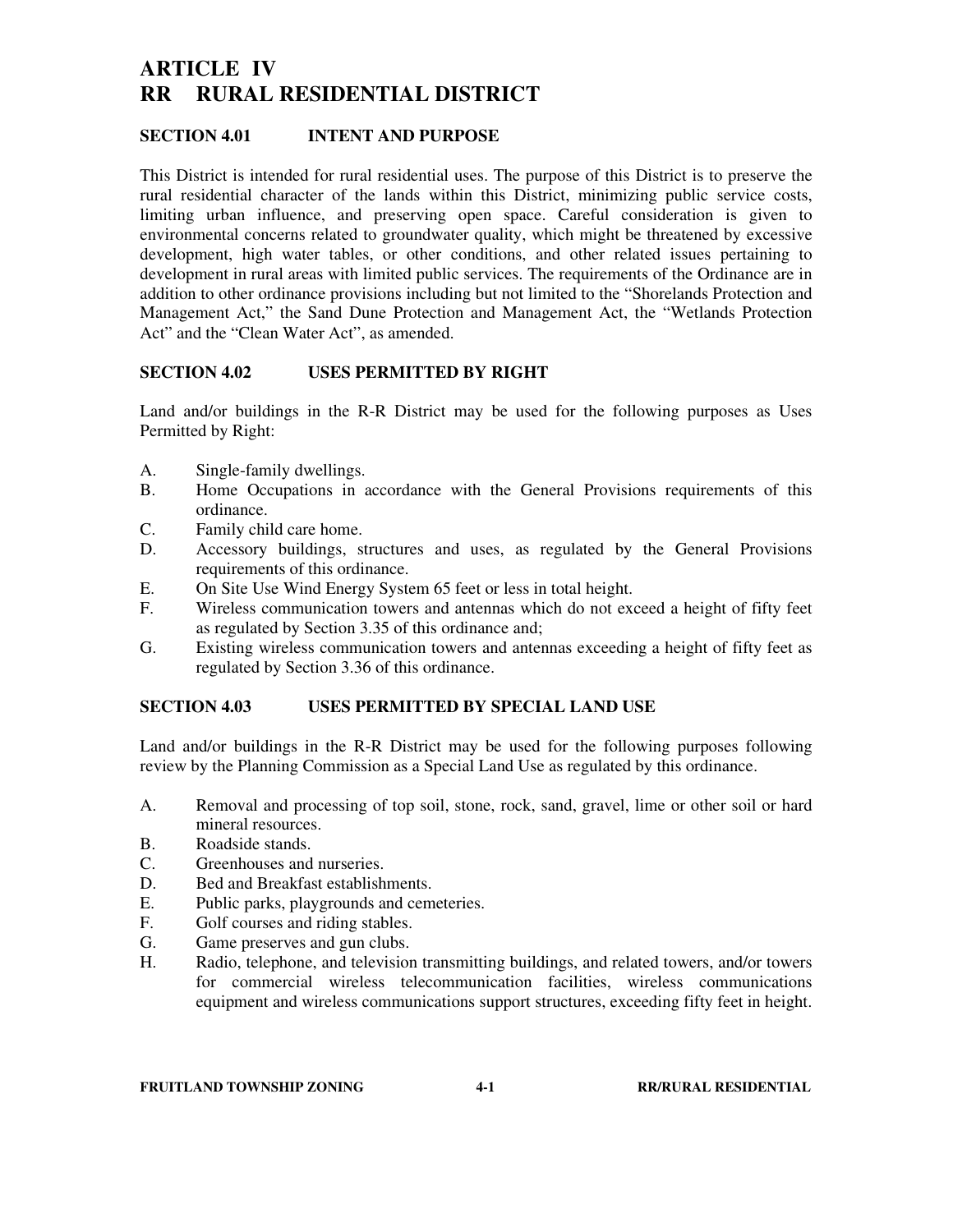# ARTICLE IV
# RR RURAL RESIDENTIAL DISTRICT

## SECTION 4.01 INTENT AND PURPOSE

This District is intended for rural residential uses. The purpose of this District is to preserve the rural residential character of the lands within this District, minimizing public service costs, limiting urban influence, and preserving open space. Careful consideration is given to environmental concerns related to groundwater quality, which might be threatened by excessive development, high water tables, or other conditions, and other related issues pertaining to development in rural areas with limited public services. The requirements of the Ordinance are in addition to other ordinance provisions including but not limited to the "Shorelands Protection and Management Act," the Sand Dune Protection and Management Act, the "Wetlands Protection Act" and the "Clean Water Act", as amended.

## SECTION 4.02 USES PERMITTED BY RIGHT

Land and/or buildings in the R-R District may be used for the following purposes as Uses Permitted by Right:

A. Single-family dwellings.
B. Home Occupations in accordance with the General Provisions requirements of this ordinance.
C. Family child care home.
D. Accessory buildings, structures and uses, as regulated by the General Provisions requirements of this ordinance.
E. On Site Use Wind Energy System 65 feet or less in total height.
F. Wireless communication towers and antennas which do not exceed a height of fifty feet as regulated by Section 3.35 of this ordinance and;
G. Existing wireless communication towers and antennas exceeding a height of fifty feet as regulated by Section 3.36 of this ordinance.

## SECTION 4.03 USES PERMITTED BY SPECIAL LAND USE

Land and/or buildings in the R-R District may be used for the following purposes following review by the Planning Commission as a Special Land Use as regulated by this ordinance.

A. Removal and processing of top soil, stone, rock, sand, gravel, lime or other soil or hard mineral resources.
B. Roadside stands.
C. Greenhouses and nurseries.
D. Bed and Breakfast establishments.
E. Public parks, playgrounds and cemeteries.
F. Golf courses and riding stables.
G. Game preserves and gun clubs.
H. Radio, telephone, and television transmitting buildings, and related towers, and/or towers for commercial wireless telecommunication facilities, wireless communications equipment and wireless communications support structures, exceeding fifty feet in height.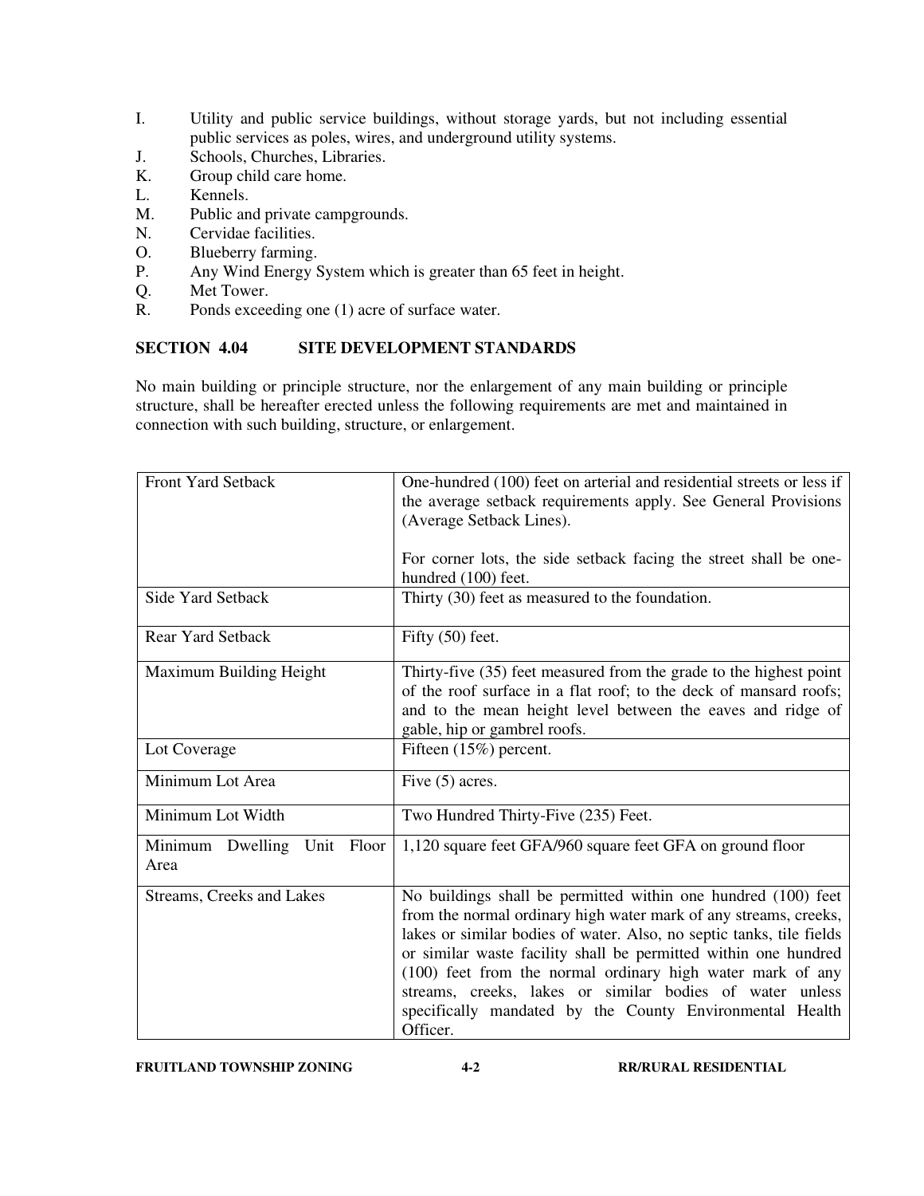I. Utility and public service buildings, without storage yards, but not including essential public services as poles, wires, and underground utility systems.
J. Schools, Churches, Libraries.
K. Group child care home.
L. Kennels.
M. Public and private campgrounds.
N. Cervidae facilities.
O. Blueberry farming.
P. Any Wind Energy System which is greater than 65 feet in height.
Q. Met Tower.
R. Ponds exceeding one (1) acre of surface water.

## SECTION 4.04 SITE DEVELOPMENT STANDARDS

No main building or principle structure, nor the enlargement of any main building or principle structure, shall be hereafter erected unless the following requirements are met and maintained in connection with such building, structure, or enlargement.

| | |
|---|---|
| Front Yard Setback | One-hundred (100) feet on arterial and residential streets or less if the average setback requirements apply. See General Provisions (Average Setback Lines).<br><br>For corner lots, the side setback facing the street shall be one-hundred (100) feet. |
| Side Yard Setback | Thirty (30) feet as measured to the foundation. |
| Rear Yard Setback | Fifty (50) feet. |
| Maximum Building Height | Thirty-five (35) feet measured from the grade to the highest point of the roof surface in a flat roof; to the deck of mansard roofs; and to the mean height level between the eaves and ridge of gable, hip or gambrel roofs. |
| Lot Coverage | Fifteen (15%) percent. |
| Minimum Lot Area | Five (5) acres. |
| Minimum Lot Width | Two Hundred Thirty-Five (235) Feet. |
| Minimum Dwelling Unit Floor Area | 1,120 square feet GFA/960 square feet GFA on ground floor |
| Streams, Creeks and Lakes | No buildings shall be permitted within one hundred (100) feet from the normal ordinary high water mark of any streams, creeks, lakes or similar bodies of water. Also, no septic tanks, tile fields or similar waste facility shall be permitted within one hundred (100) feet from the normal ordinary high water mark of any streams, creeks, lakes or similar bodies of water unless specifically mandated by the County Environmental Health Officer. |